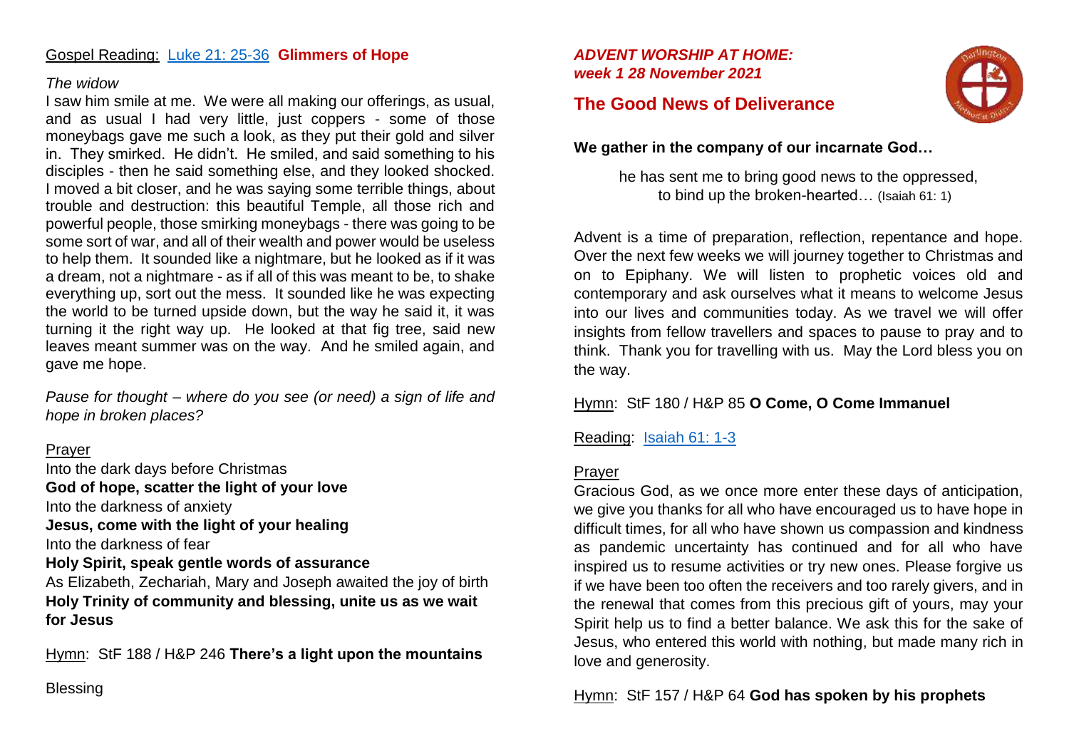Gospel Reading: Luke 21: 25-36 **Glimmers of Hope**

*The widow*

I saw him smile at me. We were all making our offerings, as usual, and as usual I had very little, just coppers - some of those moneybags gave me such a look, as they put their gold and silver in. They smirked. He didn't. He smiled, and said something to his disciples - then he said something else, and they looked shocked. I moved a bit closer, and he was saying some terrible things, about trouble and destruction: this beautiful Temple, all those rich and powerful people, those smirking moneybags - there was going to be some sort of war, and all of their wealth and power would be useless to help them. It sounded like a nightmare, but he looked as if it was a dream, not a nightmare - as if all of this was meant to be, to shake everything up, sort out the mess. It sounded like he was expecting the world to be turned upside down, but the way he said it, it was turning it the right way up. He looked at that fig tree, said new leaves meant summer was on the way. And he smiled again, and gave me hope.

*Pause for thought – where do you see (or need) a sign of life and hope in broken places?*

Prayer

Into the dark days before Christmas
**God of hope, scatter the light of your love**
Into the darkness of anxiety
**Jesus, come with the light of your healing**
Into the darkness of fear
**Holy Spirit, speak gentle words of assurance**
As Elizabeth, Zechariah, Mary and Joseph awaited the joy of birth
**Holy Trinity of community and blessing, unite us as we wait for Jesus**

Hymn: StF 188 / H&P 246 **There's a light upon the mountains**

Blessing

***ADVENT WORSHIP AT HOME:***
***week 1 28 November 2021***

## The Good News of Deliverance

**We gather in the company of our incarnate God…**

he has sent me to bring good news to the oppressed,
to bind up the broken-hearted… (Isaiah 61: 1)

Advent is a time of preparation, reflection, repentance and hope. Over the next few weeks we will journey together to Christmas and on to Epiphany. We will listen to prophetic voices old and contemporary and ask ourselves what it means to welcome Jesus into our lives and communities today. As we travel we will offer insights from fellow travellers and spaces to pause to pray and to think. Thank you for travelling with us. May the Lord bless you on the way.

Hymn: StF 180 / H&P 85 **O Come, O Come Immanuel**

Reading: Isaiah 61: 1-3

Prayer

Gracious God, as we once more enter these days of anticipation, we give you thanks for all who have encouraged us to have hope in difficult times, for all who have shown us compassion and kindness as pandemic uncertainty has continued and for all who have inspired us to resume activities or try new ones. Please forgive us if we have been too often the receivers and too rarely givers, and in the renewal that comes from this precious gift of yours, may your Spirit help us to find a better balance. We ask this for the sake of Jesus, who entered this world with nothing, but made many rich in love and generosity.

Hymn: StF 157 / H&P 64 **God has spoken by his prophets**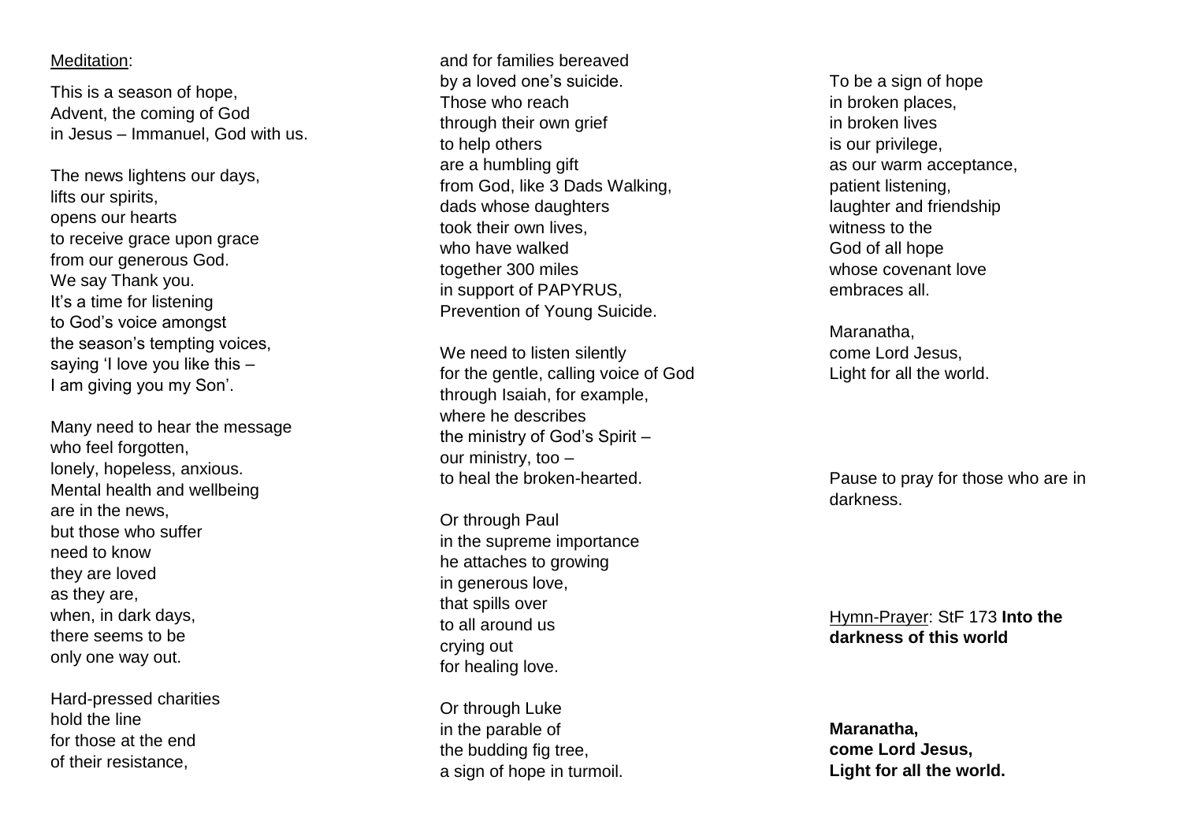Meditation:

This is a season of hope,  
Advent, the coming of God  
in Jesus – Immanuel, God with us.

The news lightens our days,  
lifts our spirits,  
opens our hearts  
to receive grace upon grace  
from our generous God.  
We say Thank you.  
It's a time for listening  
to God's voice amongst  
the season's tempting voices,  
saying 'I love you like this –  
I am giving you my Son'.

Many need to hear the message  
who feel forgotten,  
lonely, hopeless, anxious.  
Mental health and wellbeing  
are in the news,  
but those who suffer  
need to know  
they are loved  
as they are,  
when, in dark days,  
there seems to be  
only one way out.

Hard-pressed charities  
hold the line  
for those at the end  
of their resistance,  
and for families bereaved  
by a loved one's suicide.  
Those who reach  
through their own grief  
to help others  
are a humbling gift  
from God, like 3 Dads Walking,  
dads whose daughters  
took their own lives,  
who have walked  
together 300 miles  
in support of PAPYRUS,  
Prevention of Young Suicide.

We need to listen silently  
for the gentle, calling voice of God  
through Isaiah, for example,  
where he describes  
the ministry of God's Spirit –  
our ministry, too –  
to heal the broken-hearted.

Or through Paul  
in the supreme importance  
he attaches to growing  
in generous love,  
that spills over  
to all around us  
crying out  
for healing love.

Or through Luke  
in the parable of  
the budding fig tree,  
a sign of hope in turmoil.

To be a sign of hope  
in broken places,  
in broken lives  
is our privilege,  
as our warm acceptance,  
patient listening,  
laughter and friendship  
witness to the  
God of all hope  
whose covenant love  
embraces all.

Maranatha,  
come Lord Jesus,  
Light for all the world.

Pause to pray for those who are in darkness.

Hymn-Prayer: StF 173 **Into the darkness of this world**

**Maranatha,**  
**come Lord Jesus,**  
**Light for all the world.**